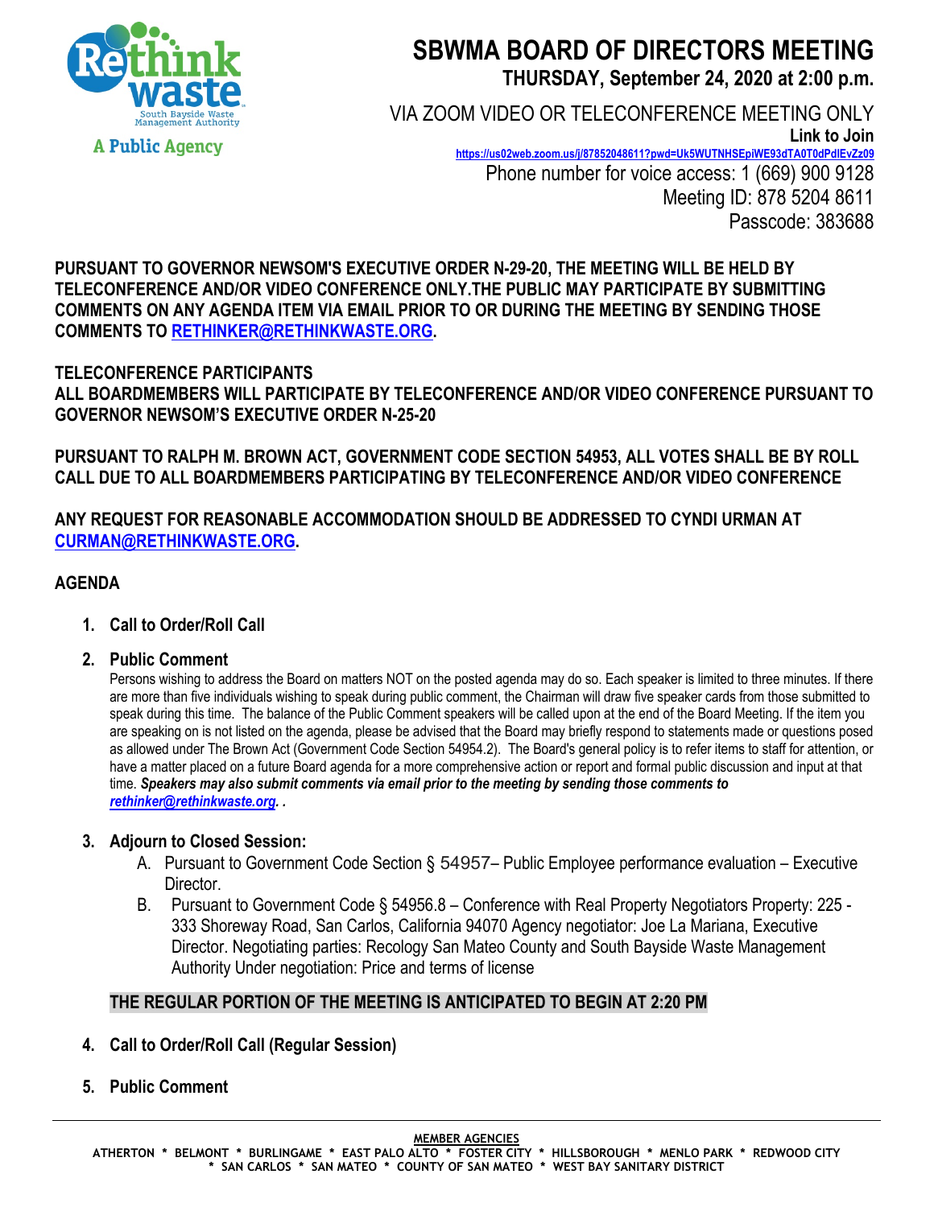Rethink waste
South Bayside Waste Management Authority
A Public Agency

# SBWMA BOARD OF DIRECTORS MEETING

**THURSDAY, September 24, 2020 at 2:00 p.m.**

VIA ZOOM VIDEO OR TELECONFERENCE MEETING ONLY

**Link to Join**
https://us02web.zoom.us/j/87852048611?pwd=Uk5WUTNHSEpiWE93dTA0T0dPdlEvZz09

Phone number for voice access: 1 (669) 900 9128
Meeting ID: 878 5204 8611
Passcode: 383688

**PURSUANT TO GOVERNOR NEWSOM'S EXECUTIVE ORDER N-29-20, THE MEETING WILL BE HELD BY TELECONFERENCE AND/OR VIDEO CONFERENCE ONLY.THE PUBLIC MAY PARTICIPATE BY SUBMITTING COMMENTS ON ANY AGENDA ITEM VIA EMAIL PRIOR TO OR DURING THE MEETING BY SENDING THOSE COMMENTS TO RETHINKER@RETHINKWASTE.ORG.**

**TELECONFERENCE PARTICIPANTS**
**ALL BOARDMEMBERS WILL PARTICIPATE BY TELECONFERENCE AND/OR VIDEO CONFERENCE PURSUANT TO GOVERNOR NEWSOM'S EXECUTIVE ORDER N-25-20**

**PURSUANT TO RALPH M. BROWN ACT, GOVERNMENT CODE SECTION 54953, ALL VOTES SHALL BE BY ROLL CALL DUE TO ALL BOARDMEMBERS PARTICIPATING BY TELECONFERENCE AND/OR VIDEO CONFERENCE**

**ANY REQUEST FOR REASONABLE ACCOMMODATION SHOULD BE ADDRESSED TO CYNDI URMAN AT CURMAN@RETHINKWASTE.ORG.**

## AGENDA

1. **Call to Order/Roll Call**

2. **Public Comment**
   Persons wishing to address the Board on matters NOT on the posted agenda may do so. Each speaker is limited to three minutes. If there are more than five individuals wishing to speak during public comment, the Chairman will draw five speaker cards from those submitted to speak during this time. The balance of the Public Comment speakers will be called upon at the end of the Board Meeting. If the item you are speaking on is not listed on the agenda, please be advised that the Board may briefly respond to statements made or questions posed as allowed under The Brown Act (Government Code Section 54954.2). The Board's general policy is to refer items to staff for attention, or have a matter placed on a future Board agenda for a more comprehensive action or report and formal public discussion and input at that time. ***Speakers may also submit comments via email prior to the meeting by sending those comments to rethinker@rethinkwaste.org. .***

3. **Adjourn to Closed Session:**
   A. Pursuant to Government Code Section § 54957– Public Employee performance evaluation – Executive Director.
   B. Pursuant to Government Code § 54956.8 – Conference with Real Property Negotiators Property: 225 - 333 Shoreway Road, San Carlos, California 94070 Agency negotiator: Joe La Mariana, Executive Director. Negotiating parties: Recology San Mateo County and South Bayside Waste Management Authority Under negotiation: Price and terms of license

**THE REGULAR PORTION OF THE MEETING IS ANTICIPATED TO BEGIN AT 2:20 PM**

4. **Call to Order/Roll Call (Regular Session)**

5. **Public Comment**

**MEMBER AGENCIES**
ATHERTON * BELMONT * BURLINGAME * EAST PALO ALTO * FOSTER CITY * HILLSBOROUGH * MENLO PARK * REDWOOD CITY * SAN CARLOS * SAN MATEO * COUNTY OF SAN MATEO * WEST BAY SANITARY DISTRICT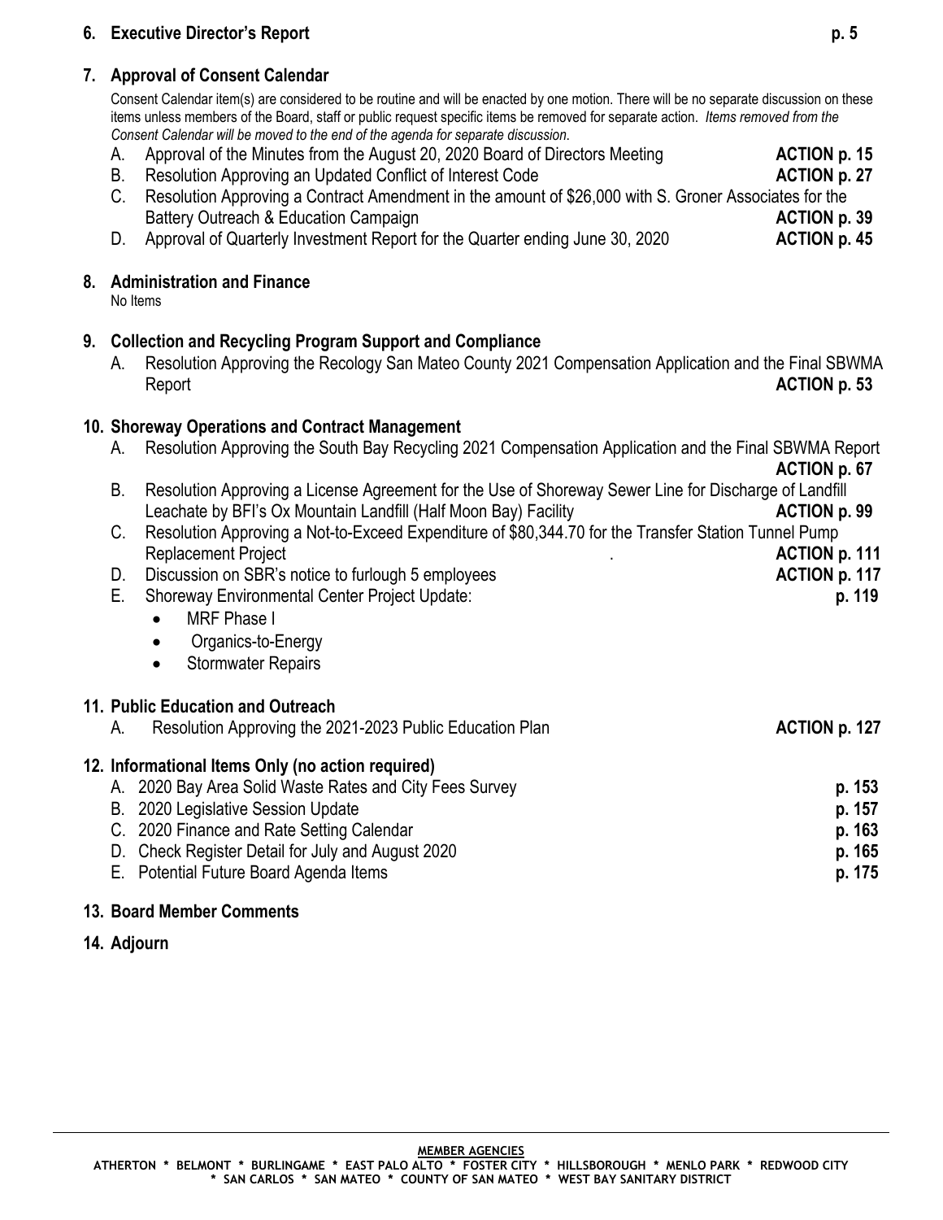**6. Executive Director's Report** **p. 5**

**7. Approval of Consent Calendar**

Consent Calendar item(s) are considered to be routine and will be enacted by one motion. There will be no separate discussion on these items unless members of the Board, staff or public request specific items be removed for separate action. *Items removed from the Consent Calendar will be moved to the end of the agenda for separate discussion.*

A. Approval of the Minutes from the August 20, 2020 Board of Directors Meeting **ACTION p. 15**
B. Resolution Approving an Updated Conflict of Interest Code **ACTION p. 27**
C. Resolution Approving a Contract Amendment in the amount of $26,000 with S. Groner Associates for the Battery Outreach & Education Campaign **ACTION p. 39**
D. Approval of Quarterly Investment Report for the Quarter ending June 30, 2020 **ACTION p. 45**

**8. Administration and Finance**

No Items

**9. Collection and Recycling Program Support and Compliance**

A. Resolution Approving the Recology San Mateo County 2021 Compensation Application and the Final SBWMA Report **ACTION p. 53**

**10. Shoreway Operations and Contract Management**

A. Resolution Approving the South Bay Recycling 2021 Compensation Application and the Final SBWMA Report **ACTION p. 67**
B. Resolution Approving a License Agreement for the Use of Shoreway Sewer Line for Discharge of Landfill Leachate by BFI's Ox Mountain Landfill (Half Moon Bay) Facility **ACTION p. 99**
C. Resolution Approving a Not-to-Exceed Expenditure of $80,344.70 for the Transfer Station Tunnel Pump Replacement Project . **ACTION p. 111**
D. Discussion on SBR's notice to furlough 5 employees **ACTION p. 117**
E. Shoreway Environmental Center Project Update: **p. 119**
- MRF Phase I
- Organics-to-Energy
- Stormwater Repairs

**11. Public Education and Outreach**

A. Resolution Approving the 2021-2023 Public Education Plan **ACTION p. 127**

**12. Informational Items Only (no action required)**

A. 2020 Bay Area Solid Waste Rates and City Fees Survey **p. 153**
B. 2020 Legislative Session Update **p. 157**
C. 2020 Finance and Rate Setting Calendar **p. 163**
D. Check Register Detail for July and August 2020 **p. 165**
E. Potential Future Board Agenda Items **p. 175**

**13. Board Member Comments**

**14. Adjourn**

**MEMBER AGENCIES**

**ATHERTON * BELMONT * BURLINGAME * EAST PALO ALTO * FOSTER CITY * HILLSBOROUGH * MENLO PARK * REDWOOD CITY * SAN CARLOS * SAN MATEO * COUNTY OF SAN MATEO * WEST BAY SANITARY DISTRICT**